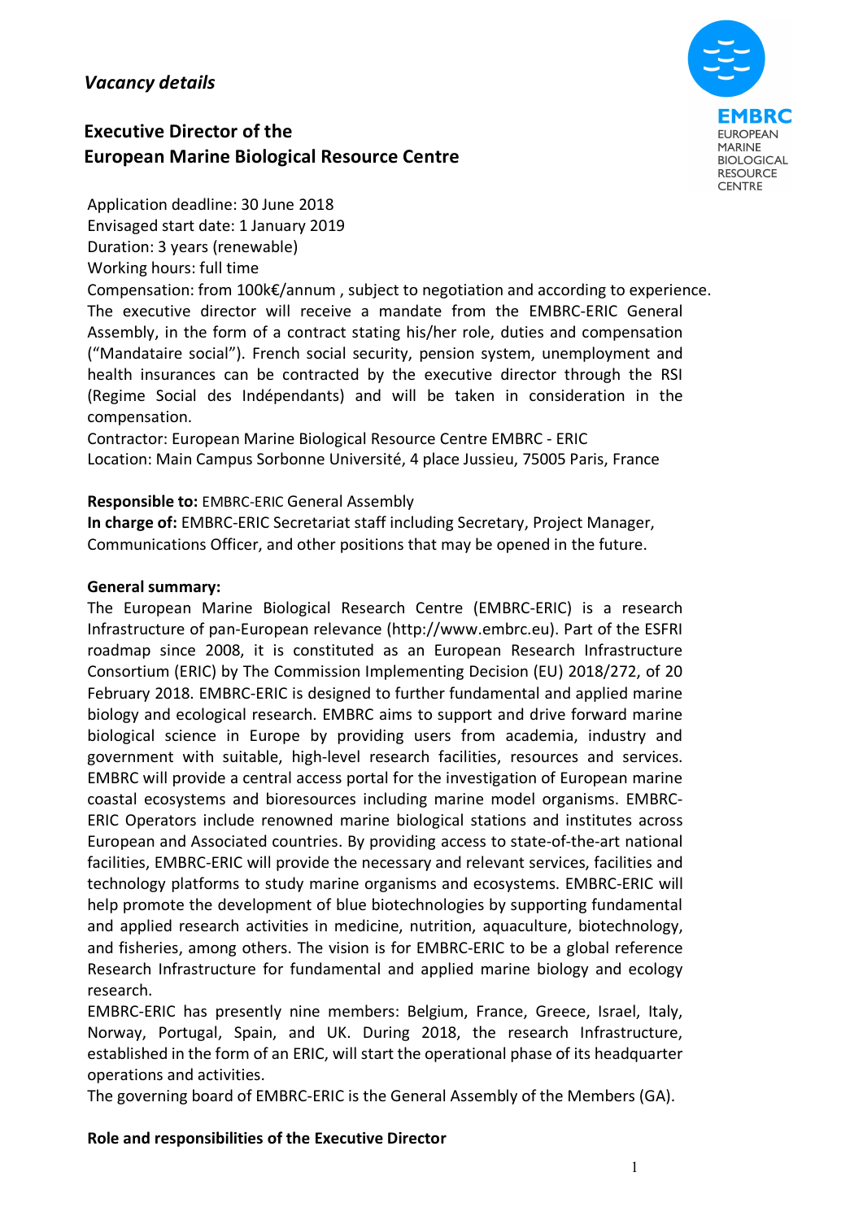*Vacancy details*

## Executive Director of the European Marine Biological Resource Centre

EMBRC
EUROPEAN
MARINE
BIOLOGICAL
RESOURCE
CENTRE

Application deadline: 30 June 2018
Envisaged start date: 1 January 2019
Duration: 3 years (renewable)
Working hours: full time
Compensation: from 100k€/annum , subject to negotiation and according to experience. The executive director will receive a mandate from the EMBRC-ERIC General Assembly, in the form of a contract stating his/her role, duties and compensation ("Mandataire social"). French social security, pension system, unemployment and health insurances can be contracted by the executive director through the RSI (Regime Social des Indépendants) and will be taken in consideration in the compensation.
Contractor: European Marine Biological Resource Centre EMBRC - ERIC
Location: Main Campus Sorbonne Université, 4 place Jussieu, 75005 Paris, France

**Responsible to:** EMBRC-ERIC General Assembly
**In charge of:** EMBRC-ERIC Secretariat staff including Secretary, Project Manager, Communications Officer, and other positions that may be opened in the future.

**General summary:**

The European Marine Biological Research Centre (EMBRC-ERIC) is a research Infrastructure of pan-European relevance (http://www.embrc.eu). Part of the ESFRI roadmap since 2008, it is constituted as an European Research Infrastructure Consortium (ERIC) by The Commission Implementing Decision (EU) 2018/272, of 20 February 2018. EMBRC-ERIC is designed to further fundamental and applied marine biology and ecological research. EMBRC aims to support and drive forward marine biological science in Europe by providing users from academia, industry and government with suitable, high-level research facilities, resources and services. EMBRC will provide a central access portal for the investigation of European marine coastal ecosystems and bioresources including marine model organisms. EMBRC-ERIC Operators include renowned marine biological stations and institutes across European and Associated countries. By providing access to state-of-the-art national facilities, EMBRC-ERIC will provide the necessary and relevant services, facilities and technology platforms to study marine organisms and ecosystems. EMBRC-ERIC will help promote the development of blue biotechnologies by supporting fundamental and applied research activities in medicine, nutrition, aquaculture, biotechnology, and fisheries, among others. The vision is for EMBRC-ERIC to be a global reference Research Infrastructure for fundamental and applied marine biology and ecology research.

EMBRC-ERIC has presently nine members: Belgium, France, Greece, Israel, Italy, Norway, Portugal, Spain, and UK. During 2018, the research Infrastructure, established in the form of an ERIC, will start the operational phase of its headquarter operations and activities.

The governing board of EMBRC-ERIC is the General Assembly of the Members (GA).

**Role and responsibilities of the Executive Director**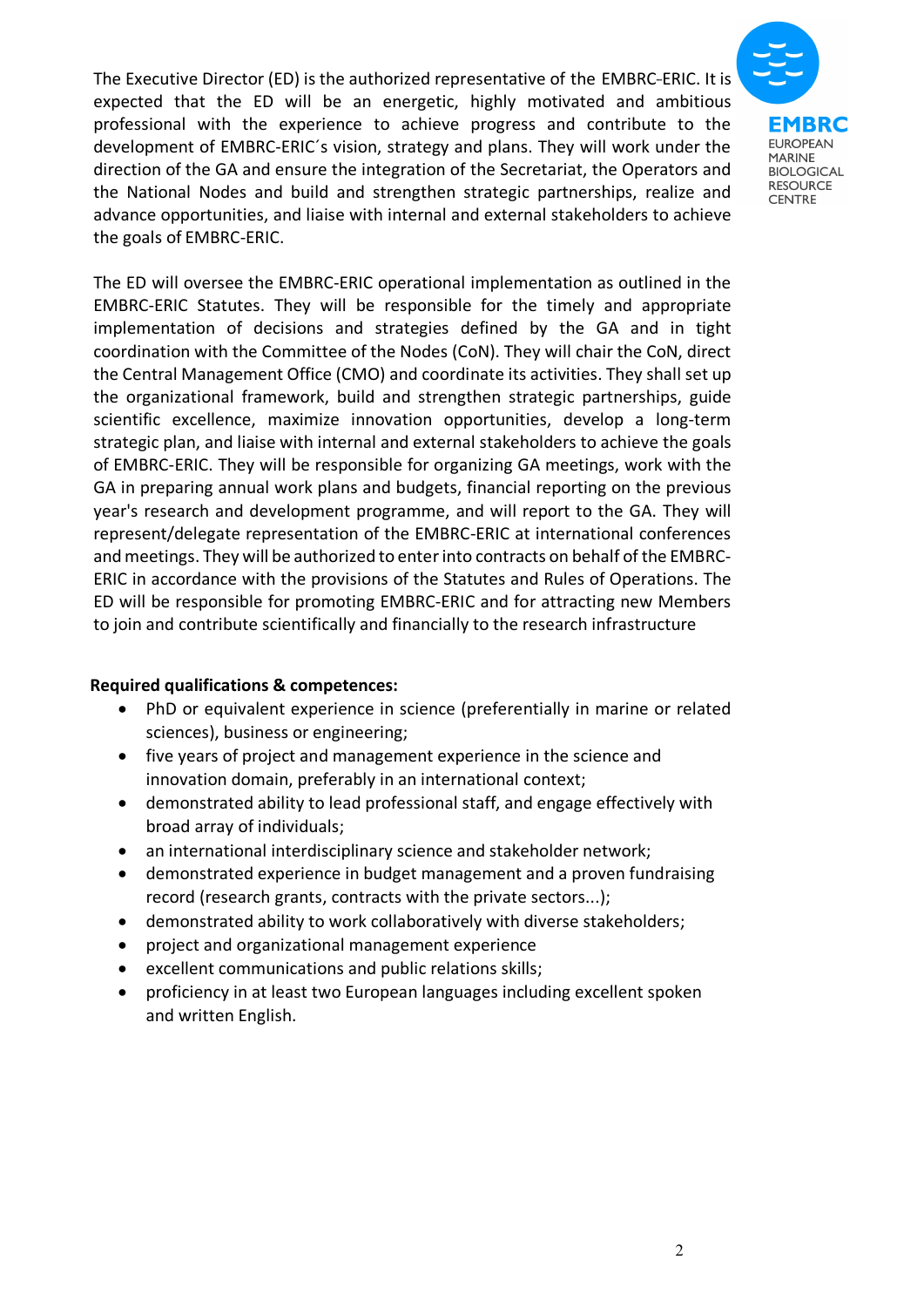The Executive Director (ED) is the authorized representative of the EMBRC-ERIC. It is expected that the ED will be an energetic, highly motivated and ambitious professional with the experience to achieve progress and contribute to the development of EMBRC-ERIC´s vision, strategy and plans. They will work under the direction of the GA and ensure the integration of the Secretariat, the Operators and the National Nodes and build and strengthen strategic partnerships, realize and advance opportunities, and liaise with internal and external stakeholders to achieve the goals of EMBRC-ERIC.

The ED will oversee the EMBRC-ERIC operational implementation as outlined in the EMBRC-ERIC Statutes. They will be responsible for the timely and appropriate implementation of decisions and strategies defined by the GA and in tight coordination with the Committee of the Nodes (CoN). They will chair the CoN, direct the Central Management Office (CMO) and coordinate its activities. They shall set up the organizational framework, build and strengthen strategic partnerships, guide scientific excellence, maximize innovation opportunities, develop a long-term strategic plan, and liaise with internal and external stakeholders to achieve the goals of EMBRC-ERIC. They will be responsible for organizing GA meetings, work with the GA in preparing annual work plans and budgets, financial reporting on the previous year's research and development programme, and will report to the GA. They will represent/delegate representation of the EMBRC-ERIC at international conferences and meetings. They will be authorized to enter into contracts on behalf of the EMBRC-ERIC in accordance with the provisions of the Statutes and Rules of Operations. The ED will be responsible for promoting EMBRC-ERIC and for attracting new Members to join and contribute scientifically and financially to the research infrastructure

**Required qualifications & competences:**

- PhD or equivalent experience in science (preferentially in marine or related sciences), business or engineering;
- five years of project and management experience in the science and innovation domain, preferably in an international context;
- demonstrated ability to lead professional staff, and engage effectively with broad array of individuals;
- an international interdisciplinary science and stakeholder network;
- demonstrated experience in budget management and a proven fundraising record (research grants, contracts with the private sectors...);
- demonstrated ability to work collaboratively with diverse stakeholders;
- project and organizational management experience
- excellent communications and public relations skills;
- proficiency in at least two European languages including excellent spoken and written English.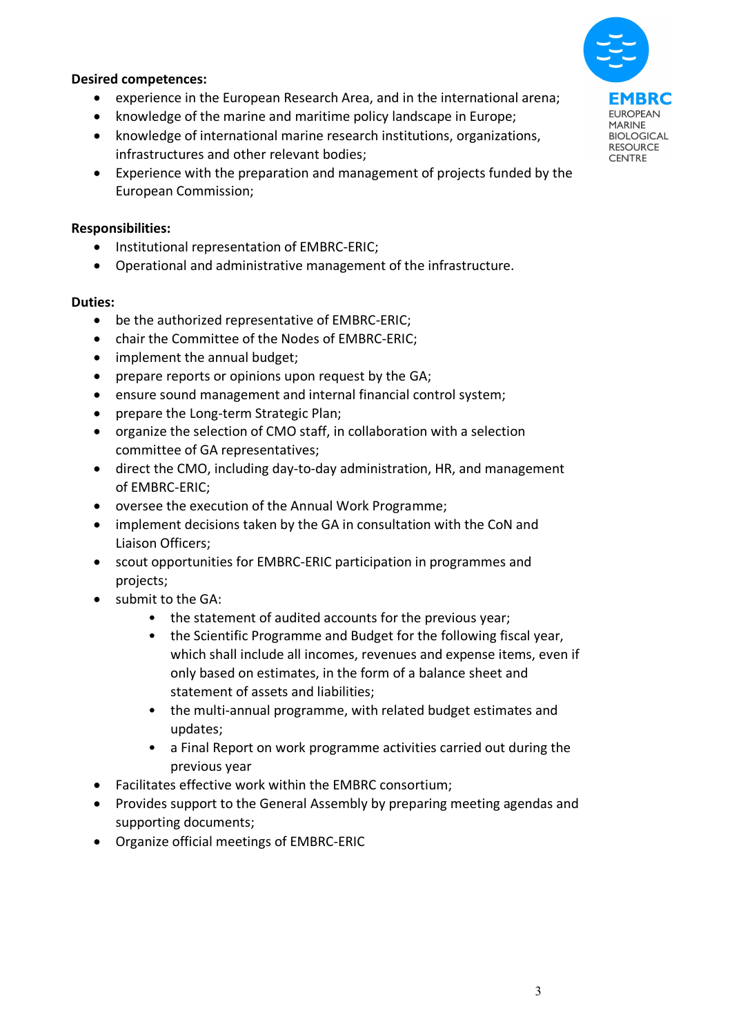**Desired competences:**

- experience in the European Research Area, and in the international arena;
- knowledge of the marine and maritime policy landscape in Europe;
- knowledge of international marine research institutions, organizations, infrastructures and other relevant bodies;
- Experience with the preparation and management of projects funded by the European Commission;

**Responsibilities:**

- Institutional representation of EMBRC-ERIC;
- Operational and administrative management of the infrastructure.

**Duties:**

- be the authorized representative of EMBRC-ERIC;
- chair the Committee of the Nodes of EMBRC-ERIC;
- implement the annual budget;
- prepare reports or opinions upon request by the GA;
- ensure sound management and internal financial control system;
- prepare the Long-term Strategic Plan;
- organize the selection of CMO staff, in collaboration with a selection committee of GA representatives;
- direct the CMO, including day-to-day administration, HR, and management of EMBRC-ERIC;
- oversee the execution of the Annual Work Programme;
- implement decisions taken by the GA in consultation with the CoN and Liaison Officers;
- scout opportunities for EMBRC-ERIC participation in programmes and projects;
- submit to the GA:
    - the statement of audited accounts for the previous year;
    - the Scientific Programme and Budget for the following fiscal year, which shall include all incomes, revenues and expense items, even if only based on estimates, in the form of a balance sheet and statement of assets and liabilities;
    - the multi-annual programme, with related budget estimates and updates;
    - a Final Report on work programme activities carried out during the previous year
- Facilitates effective work within the EMBRC consortium;
- Provides support to the General Assembly by preparing meeting agendas and supporting documents;
- Organize official meetings of EMBRC-ERIC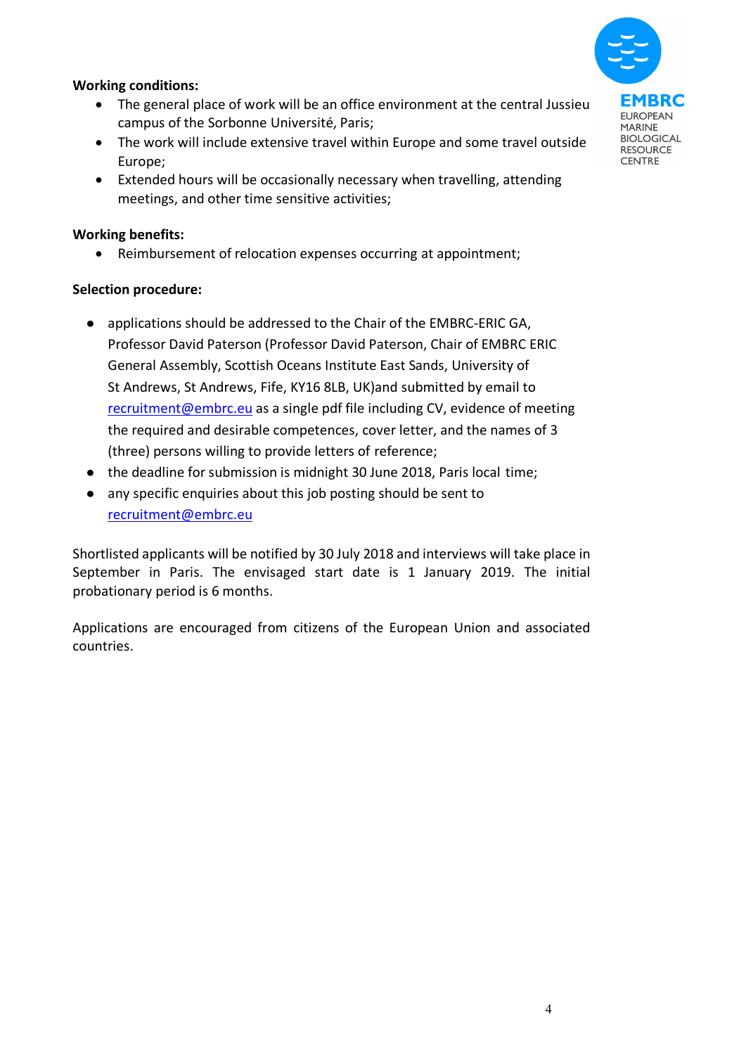**Working conditions:**

- The general place of work will be an office environment at the central Jussieu campus of the Sorbonne Université, Paris;
- The work will include extensive travel within Europe and some travel outside Europe;
- Extended hours will be occasionally necessary when travelling, attending meetings, and other time sensitive activities;

**Working benefits:**

- Reimbursement of relocation expenses occurring at appointment;

**Selection procedure:**

- applications should be addressed to the Chair of the EMBRC-ERIC GA, Professor David Paterson (Professor David Paterson, Chair of EMBRC ERIC General Assembly, Scottish Oceans Institute East Sands, University of St Andrews, St Andrews, Fife, KY16 8LB, UK)and submitted by email to recruitment@embrc.eu as a single pdf file including CV, evidence of meeting the required and desirable competences, cover letter, and the names of 3 (three) persons willing to provide letters of reference;
- the deadline for submission is midnight 30 June 2018, Paris local time;
- any specific enquiries about this job posting should be sent to recruitment@embrc.eu

Shortlisted applicants will be notified by 30 July 2018 and interviews will take place in September in Paris. The envisaged start date is 1 January 2019. The initial probationary period is 6 months.

Applications are encouraged from citizens of the European Union and associated countries.